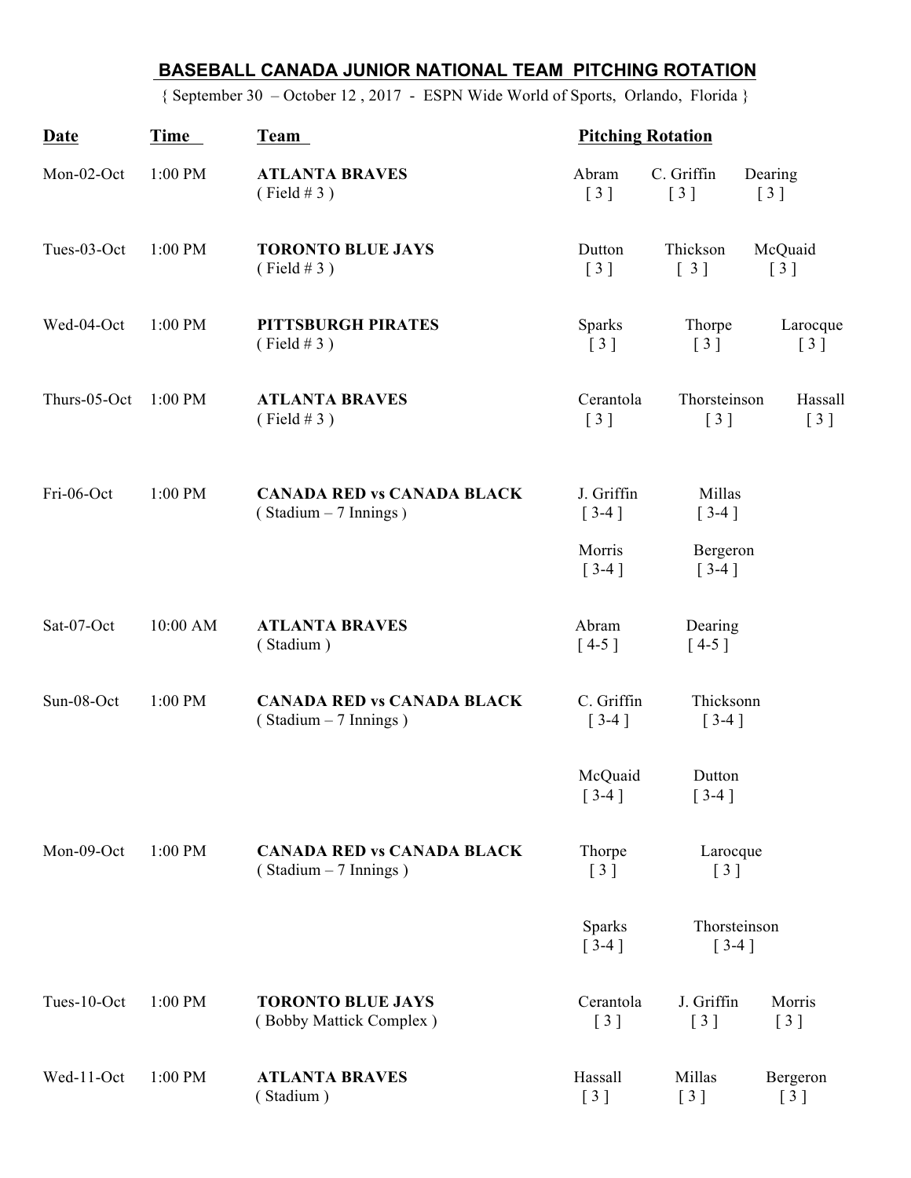## BASEBALL CANADA JUNIOR NATIONAL TEAM PITCHING ROTATION

{ September 30 – October 12 , 2017 - ESPN Wide World of Sports, Orlando, Florida }

| Date | Time | Team | Pitching Rotation | | |
|---|---|---|---|---|---|
| Mon-02-Oct | 1:00 PM | **ATLANTA BRAVES** ( Field # 3 ) | Abram [ 3 ] | C. Griffin [ 3 ] | Dearing [ 3 ] |
| Tues-03-Oct | 1:00 PM | **TORONTO BLUE JAYS** ( Field # 3 ) | Dutton [ 3 ] | Thickson [ 3 ] | McQuaid [ 3 ] |
| Wed-04-Oct | 1:00 PM | **PITTSBURGH PIRATES** ( Field # 3 ) | Sparks [ 3 ] | Thorpe [ 3 ] | Larocque [ 3 ] |
| Thurs-05-Oct | 1:00 PM | **ATLANTA BRAVES** ( Field # 3 ) | Cerantola [ 3 ] | Thorsteinson [ 3 ] | Hassall [ 3 ] |
| Fri-06-Oct | 1:00 PM | **CANADA RED vs CANADA BLACK** ( Stadium – 7 Innings ) | J. Griffin [ 3-4 ] | Millas [ 3-4 ] | |
| | | | Morris [ 3-4 ] | Bergeron [ 3-4 ] | |
| Sat-07-Oct | 10:00 AM | **ATLANTA BRAVES** ( Stadium ) | Abram [ 4-5 ] | Dearing [ 4-5 ] | |
| Sun-08-Oct | 1:00 PM | **CANADA RED vs CANADA BLACK** ( Stadium – 7 Innings ) | C. Griffin [ 3-4 ] | Thicksonn [ 3-4 ] | |
| | | | McQuaid [ 3-4 ] | Dutton [ 3-4 ] | |
| Mon-09-Oct | 1:00 PM | **CANADA RED vs CANADA BLACK** ( Stadium – 7 Innings ) | Thorpe [ 3 ] | Larocque [ 3 ] | |
| | | | Sparks [ 3-4 ] | Thorsteinson [ 3-4 ] | |
| Tues-10-Oct | 1:00 PM | **TORONTO BLUE JAYS** ( Bobby Mattick Complex ) | Cerantola [ 3 ] | J. Griffin [ 3 ] | Morris [ 3 ] |
| Wed-11-Oct | 1:00 PM | **ATLANTA BRAVES** ( Stadium ) | Hassall [ 3 ] | Millas [ 3 ] | Bergeron [ 3 ] |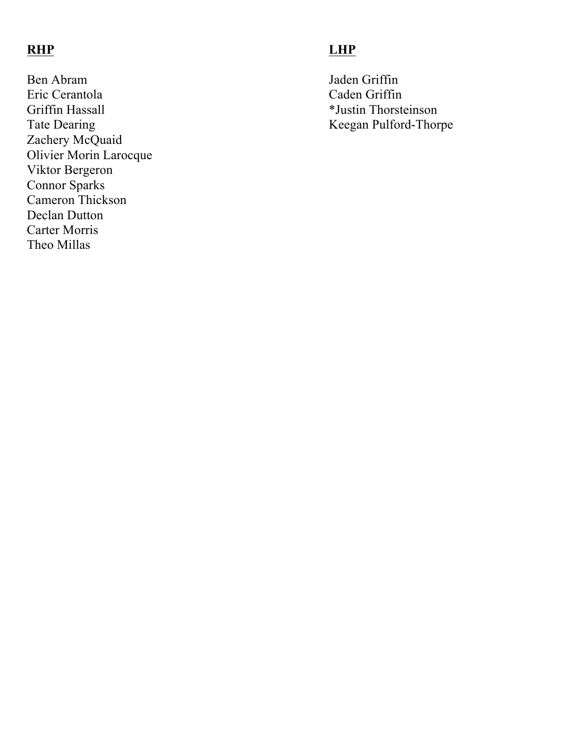**RHP**

Ben Abram
Eric Cerantola
Griffin Hassall
Tate Dearing
Zachery McQuaid
Olivier Morin Larocque
Viktor Bergeron
Connor Sparks
Cameron Thickson
Declan Dutton
Carter Morris
Theo Millas

**LHP**

Jaden Griffin
Caden Griffin
*Justin Thorsteinson
Keegan Pulford-Thorpe